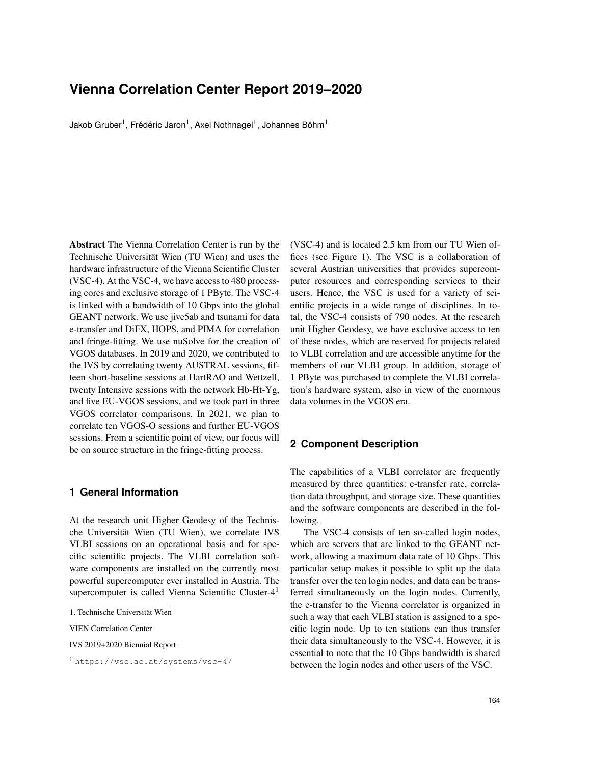# Vienna Correlation Center Report 2019–2020

Jakob Gruber[1], Frédéric Jaron[1], Axel Nothnagel[1], Johannes Böhm[1]

**Abstract** The Vienna Correlation Center is run by the Technische Universität Wien (TU Wien) and uses the hardware infrastructure of the Vienna Scientific Cluster (VSC-4). At the VSC-4, we have access to 480 processing cores and exclusive storage of 1 PByte. The VSC-4 is linked with a bandwidth of 10 Gbps into the global GEANT network. We use jive5ab and tsunami for data e-transfer and DiFX, HOPS, and PIMA for correlation and fringe-fitting. We use nuSolve for the creation of VGOS databases. In 2019 and 2020, we contributed to the IVS by correlating twenty AUSTRAL sessions, fifteen short-baseline sessions at HartRAO and Wettzell, twenty Intensive sessions with the network Hb-Ht-Yg, and five EU-VGOS sessions, and we took part in three VGOS correlator comparisons. In 2021, we plan to correlate ten VGOS-O sessions and further EU-VGOS sessions. From a scientific point of view, our focus will be on source structure in the fringe-fitting process.

## 1 General Information

At the research unit Higher Geodesy of the Technische Universität Wien (TU Wien), we correlate IVS VLBI sessions on an operational basis and for specific scientific projects. The VLBI correlation software components are installed on the currently most powerful supercomputer ever installed in Austria. The supercomputer is called Vienna Scientific Cluster-4[1] (VSC-4) and is located 2.5 km from our TU Wien offices (see Figure 1). The VSC is a collaboration of several Austrian universities that provides supercomputer resources and corresponding services to their users. Hence, the VSC is used for a variety of scientific projects in a wide range of disciplines. In total, the VSC-4 consists of 790 nodes. At the research unit Higher Geodesy, we have exclusive access to ten of these nodes, which are reserved for projects related to VLBI correlation and are accessible anytime for the members of our VLBI group. In addition, storage of 1 PByte was purchased to complete the VLBI correlation's hardware system, also in view of the enormous data volumes in the VGOS era.

1. Technische Universität Wien

VIEN Correlation Center

IVS 2019+2020 Biennial Report

[1] https://vsc.ac.at/systems/vsc-4/

## 2 Component Description

The capabilities of a VLBI correlator are frequently measured by three quantities: e-transfer rate, correlation data throughput, and storage size. These quantities and the software components are described in the following.

The VSC-4 consists of ten so-called login nodes, which are servers that are linked to the GEANT network, allowing a maximum data rate of 10 Gbps. This particular setup makes it possible to split up the data transfer over the ten login nodes, and data can be transferred simultaneously on the login nodes. Currently, the e-transfer to the Vienna correlator is organized in such a way that each VLBI station is assigned to a specific login node. Up to ten stations can thus transfer their data simultaneously to the VSC-4. However, it is essential to note that the 10 Gbps bandwidth is shared between the login nodes and other users of the VSC.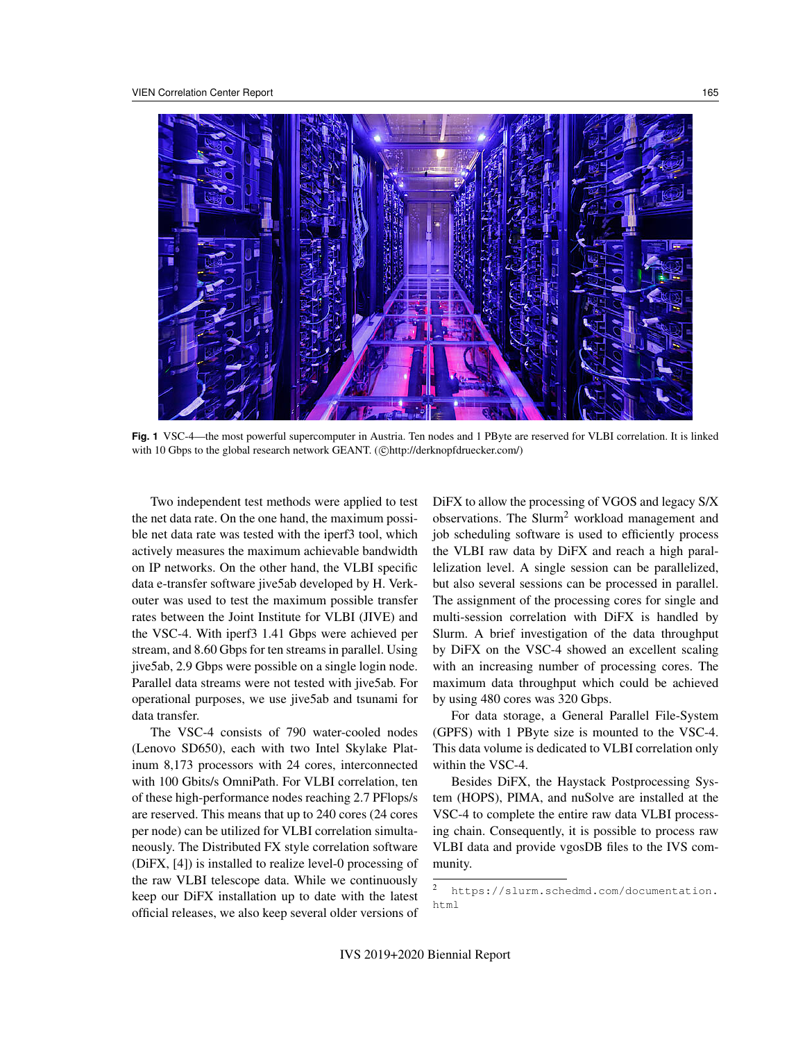**Fig. 1** VSC-4—the most powerful supercomputer in Austria. Ten nodes and 1 PByte are reserved for VLBI correlation. It is linked with 10 Gbps to the global research network GEANT. (©http://derknopfdruecker.com/)

Two independent test methods were applied to test the net data rate. On the one hand, the maximum possible net data rate was tested with the iperf3 tool, which actively measures the maximum achievable bandwidth on IP networks. On the other hand, the VLBI specific data e-transfer software jive5ab developed by H. Verkouter was used to test the maximum possible transfer rates between the Joint Institute for VLBI (JIVE) and the VSC-4. With iperf3 1.41 Gbps were achieved per stream, and 8.60 Gbps for ten streams in parallel. Using jive5ab, 2.9 Gbps were possible on a single login node. Parallel data streams were not tested with jive5ab. For operational purposes, we use jive5ab and tsunami for data transfer.

The VSC-4 consists of 790 water-cooled nodes (Lenovo SD650), each with two Intel Skylake Platinum 8,173 processors with 24 cores, interconnected with 100 Gbits/s OmniPath. For VLBI correlation, ten of these high-performance nodes reaching 2.7 PFlops/s are reserved. This means that up to 240 cores (24 cores per node) can be utilized for VLBI correlation simultaneously. The Distributed FX style correlation software (DiFX, [4]) is installed to realize level-0 processing of the raw VLBI telescope data. While we continuously keep our DiFX installation up to date with the latest official releases, we also keep several older versions of DiFX to allow the processing of VGOS and legacy S/X observations. The Slurm[2] workload management and job scheduling software is used to efficiently process the VLBI raw data by DiFX and reach a high parallelization level. A single session can be parallelized, but also several sessions can be processed in parallel. The assignment of the processing cores for single and multi-session correlation with DiFX is handled by Slurm. A brief investigation of the data throughput by DiFX on the VSC-4 showed an excellent scaling with an increasing number of processing cores. The maximum data throughput which could be achieved by using 480 cores was 320 Gbps.

For data storage, a General Parallel File-System (GPFS) with 1 PByte size is mounted to the VSC-4. This data volume is dedicated to VLBI correlation only within the VSC-4.

Besides DiFX, the Haystack Postprocessing System (HOPS), PIMA, and nuSolve are installed at the VSC-4 to complete the entire raw data VLBI processing chain. Consequently, it is possible to process raw VLBI data and provide vgosDB files to the IVS community.

[2] https://slurm.schedmd.com/documentation.html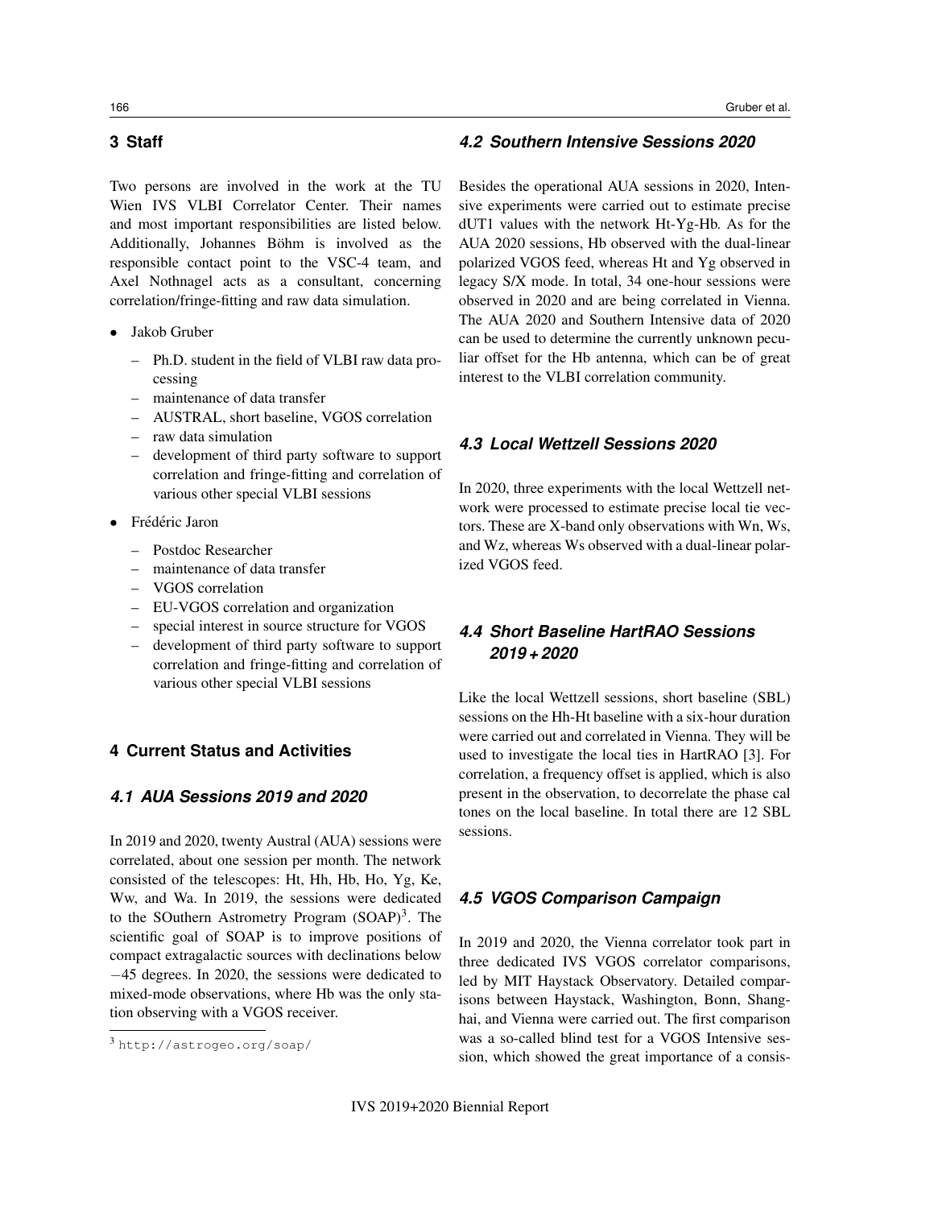## 3 Staff

Two persons are involved in the work at the TU Wien IVS VLBI Correlator Center. Their names and most important responsibilities are listed below. Additionally, Johannes Böhm is involved as the responsible contact point to the VSC-4 team, and Axel Nothnagel acts as a consultant, concerning correlation/fringe-fitting and raw data simulation.

- Jakob Gruber
  - Ph.D. student in the field of VLBI raw data processing
  - maintenance of data transfer
  - AUSTRAL, short baseline, VGOS correlation
  - raw data simulation
  - development of third party software to support correlation and fringe-fitting and correlation of various other special VLBI sessions
- Frédéric Jaron
  - Postdoc Researcher
  - maintenance of data transfer
  - VGOS correlation
  - EU-VGOS correlation and organization
  - special interest in source structure for VGOS
  - development of third party software to support correlation and fringe-fitting and correlation of various other special VLBI sessions

## 4 Current Status and Activities

### 4.1 AUA Sessions 2019 and 2020

In 2019 and 2020, twenty Austral (AUA) sessions were correlated, about one session per month. The network consisted of the telescopes: Ht, Hh, Hb, Ho, Yg, Ke, Ww, and Wa. In 2019, the sessions were dedicated to the SOuthern Astrometry Program (SOAP)[3]. The scientific goal of SOAP is to improve positions of compact extragalactic sources with declinations below $-45$ degrees. In 2020, the sessions were dedicated to mixed-mode observations, where Hb was the only station observing with a VGOS receiver.

[3] http://astrogeo.org/soap/

### 4.2 Southern Intensive Sessions 2020

Besides the operational AUA sessions in 2020, Intensive experiments were carried out to estimate precise dUT1 values with the network Ht-Yg-Hb. As for the AUA 2020 sessions, Hb observed with the dual-linear polarized VGOS feed, whereas Ht and Yg observed in legacy S/X mode. In total, 34 one-hour sessions were observed in 2020 and are being correlated in Vienna. The AUA 2020 and Southern Intensive data of 2020 can be used to determine the currently unknown peculiar offset for the Hb antenna, which can be of great interest to the VLBI correlation community.

### 4.3 Local Wettzell Sessions 2020

In 2020, three experiments with the local Wettzell network were processed to estimate precise local tie vectors. These are X-band only observations with Wn, Ws, and Wz, whereas Ws observed with a dual-linear polarized VGOS feed.

### 4.4 Short Baseline HartRAO Sessions 2019 + 2020

Like the local Wettzell sessions, short baseline (SBL) sessions on the Hh-Ht baseline with a six-hour duration were carried out and correlated in Vienna. They will be used to investigate the local ties in HartRAO [3]. For correlation, a frequency offset is applied, which is also present in the observation, to decorrelate the phase cal tones on the local baseline. In total there are 12 SBL sessions.

### 4.5 VGOS Comparison Campaign

In 2019 and 2020, the Vienna correlator took part in three dedicated IVS VGOS correlator comparisons, led by MIT Haystack Observatory. Detailed comparisons between Haystack, Washington, Bonn, Shanghai, and Vienna were carried out. The first comparison was a so-called blind test for a VGOS Intensive session, which showed the great importance of a consis-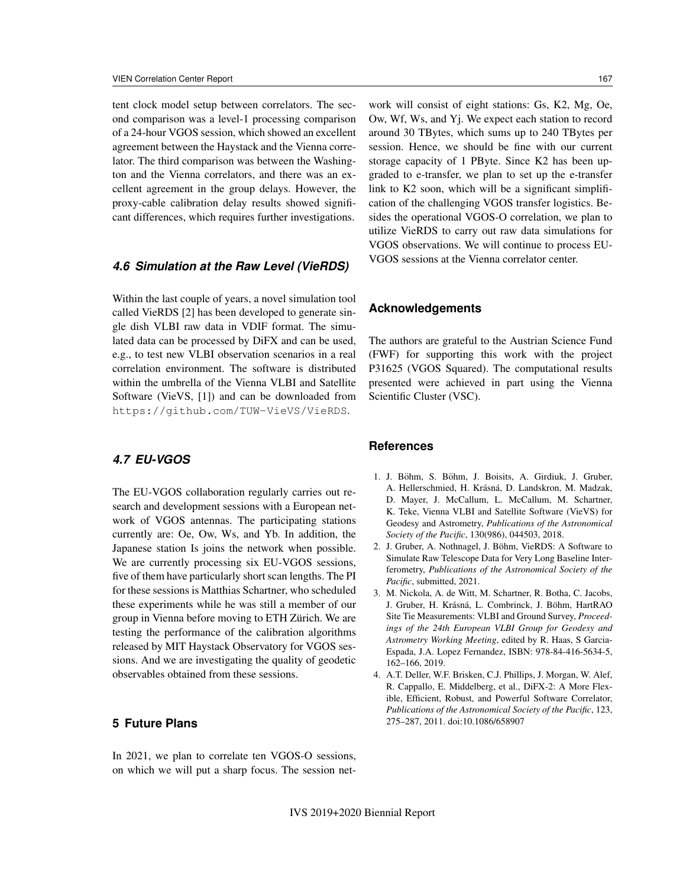tent clock model setup between correlators. The second comparison was a level-1 processing comparison of a 24-hour VGOS session, which showed an excellent agreement between the Haystack and the Vienna correlator. The third comparison was between the Washington and the Vienna correlators, and there was an excellent agreement in the group delays. However, the proxy-cable calibration delay results showed significant differences, which requires further investigations.

### *4.6 Simulation at the Raw Level (VieRDS)*

Within the last couple of years, a novel simulation tool called VieRDS [2] has been developed to generate single dish VLBI raw data in VDIF format. The simulated data can be processed by DiFX and can be used, e.g., to test new VLBI observation scenarios in a real correlation environment. The software is distributed within the umbrella of the Vienna VLBI and Satellite Software (VieVS, [1]) and can be downloaded from `https://github.com/TUW-VieVS/VieRDS`.

### *4.7 EU-VGOS*

The EU-VGOS collaboration regularly carries out research and development sessions with a European network of VGOS antennas. The participating stations currently are: Oe, Ow, Ws, and Yb. In addition, the Japanese station Is joins the network when possible. We are currently processing six EU-VGOS sessions, five of them have particularly short scan lengths. The PI for these sessions is Matthias Schartner, who scheduled these experiments while he was still a member of our group in Vienna before moving to ETH Zürich. We are testing the performance of the calibration algorithms released by MIT Haystack Observatory for VGOS sessions. And we are investigating the quality of geodetic observables obtained from these sessions.

## 5 Future Plans

In 2021, we plan to correlate ten VGOS-O sessions, on which we will put a sharp focus. The session network will consist of eight stations: Gs, K2, Mg, Oe, Ow, Wf, Ws, and Yj. We expect each station to record around 30 TBytes, which sums up to 240 TBytes per session. Hence, we should be fine with our current storage capacity of 1 PByte. Since K2 has been upgraded to e-transfer, we plan to set up the e-transfer link to K2 soon, which will be a significant simplification of the challenging VGOS transfer logistics. Besides the operational VGOS-O correlation, we plan to utilize VieRDS to carry out raw data simulations for VGOS observations. We will continue to process EU-VGOS sessions at the Vienna correlator center.

## Acknowledgements

The authors are grateful to the Austrian Science Fund (FWF) for supporting this work with the project P31625 (VGOS Squared). The computational results presented were achieved in part using the Vienna Scientific Cluster (VSC).

## References

1. J. Böhm, S. Böhm, J. Boisits, A. Girdiuk, J. Gruber, A. Hellerschmied, H. Krásná, D. Landskron, M. Madzak, D. Mayer, J. McCallum, L. McCallum, M. Schartner, K. Teke, Vienna VLBI and Satellite Software (VieVS) for Geodesy and Astrometry, *Publications of the Astronomical Society of the Pacific*, 130(986), 044503, 2018.
2. J. Gruber, A. Nothnagel, J. Böhm, VieRDS: A Software to Simulate Raw Telescope Data for Very Long Baseline Interferometry, *Publications of the Astronomical Society of the Pacific*, submitted, 2021.
3. M. Nickola, A. de Witt, M. Schartner, R. Botha, C. Jacobs, J. Gruber, H. Krásná, L. Combrinck, J. Böhm, HartRAO Site Tie Measurements: VLBI and Ground Survey, *Proceedings of the 24th European VLBI Group for Geodesy and Astrometry Working Meeting*, edited by R. Haas, S Garcia-Espada, J.A. Lopez Fernandez, ISBN: 978-84-416-5634-5, 162–166, 2019.
4. A.T. Deller, W.F. Brisken, C.J. Phillips, J. Morgan, W. Alef, R. Cappallo, E. Middelberg, et al., DiFX-2: A More Flexible, Efficient, Robust, and Powerful Software Correlator, *Publications of the Astronomical Society of the Pacific*, 123, 275–287, 2011. doi:10.1086/658907